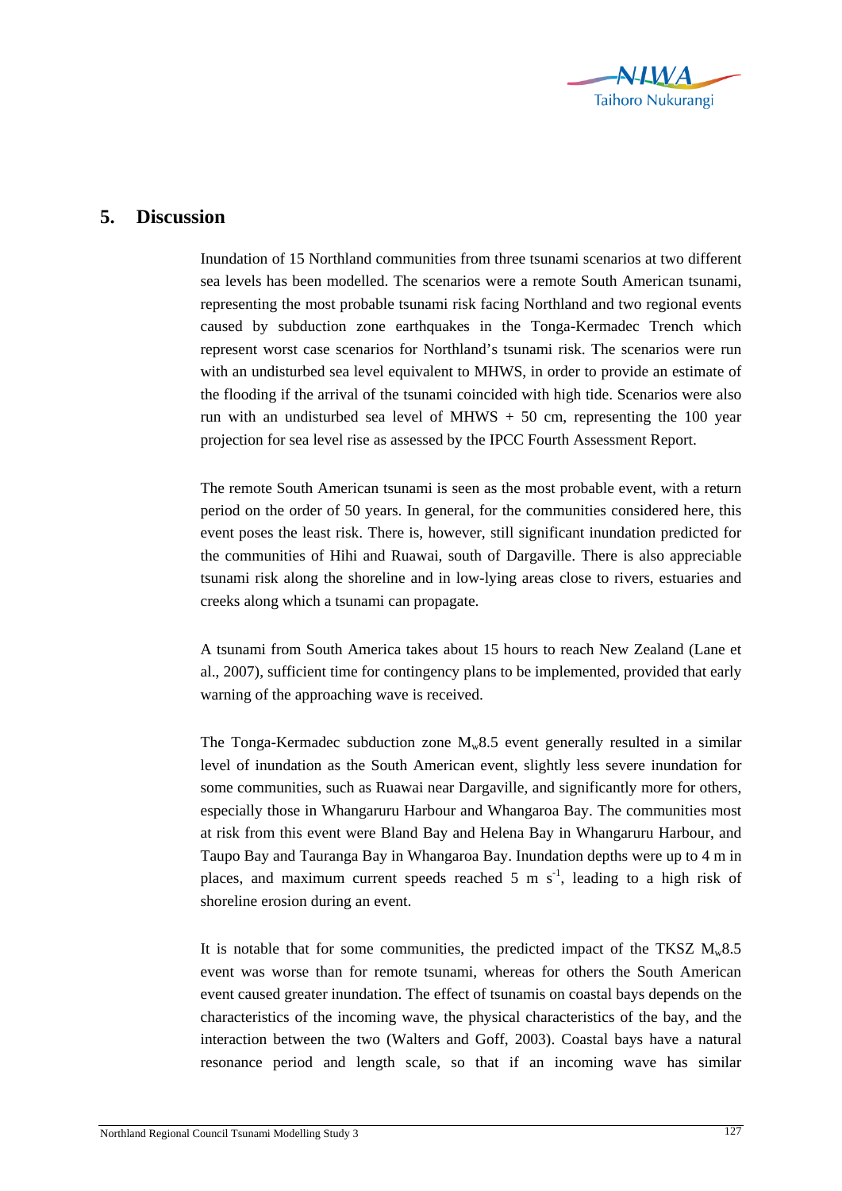## 5. Discussion

Inundation of 15 Northland communities from three tsunami scenarios at two different sea levels has been modelled. The scenarios were a remote South American tsunami, representing the most probable tsunami risk facing Northland and two regional events caused by subduction zone earthquakes in the Tonga-Kermadec Trench which represent worst case scenarios for Northland's tsunami risk. The scenarios were run with an undisturbed sea level equivalent to MHWS, in order to provide an estimate of the flooding if the arrival of the tsunami coincided with high tide. Scenarios were also run with an undisturbed sea level of MHWS + 50 cm, representing the 100 year projection for sea level rise as assessed by the IPCC Fourth Assessment Report.

The remote South American tsunami is seen as the most probable event, with a return period on the order of 50 years. In general, for the communities considered here, this event poses the least risk. There is, however, still significant inundation predicted for the communities of Hihi and Ruawai, south of Dargaville. There is also appreciable tsunami risk along the shoreline and in low-lying areas close to rivers, estuaries and creeks along which a tsunami can propagate.

A tsunami from South America takes about 15 hours to reach New Zealand (Lane et al., 2007), sufficient time for contingency plans to be implemented, provided that early warning of the approaching wave is received.

The Tonga-Kermadec subduction zone $M_w$8.5 event generally resulted in a similar level of inundation as the South American event, slightly less severe inundation for some communities, such as Ruawai near Dargaville, and significantly more for others, especially those in Whangaruru Harbour and Whangaroa Bay. The communities most at risk from this event were Bland Bay and Helena Bay in Whangaruru Harbour, and Taupo Bay and Tauranga Bay in Whangaroa Bay. Inundation depths were up to 4 m in places, and maximum current speeds reached 5 m $s^{-1}$, leading to a high risk of shoreline erosion during an event.

It is notable that for some communities, the predicted impact of the TKSZ $M_w$8.5 event was worse than for remote tsunami, whereas for others the South American event caused greater inundation. The effect of tsunamis on coastal bays depends on the characteristics of the incoming wave, the physical characteristics of the bay, and the interaction between the two (Walters and Goff, 2003). Coastal bays have a natural resonance period and length scale, so that if an incoming wave has similar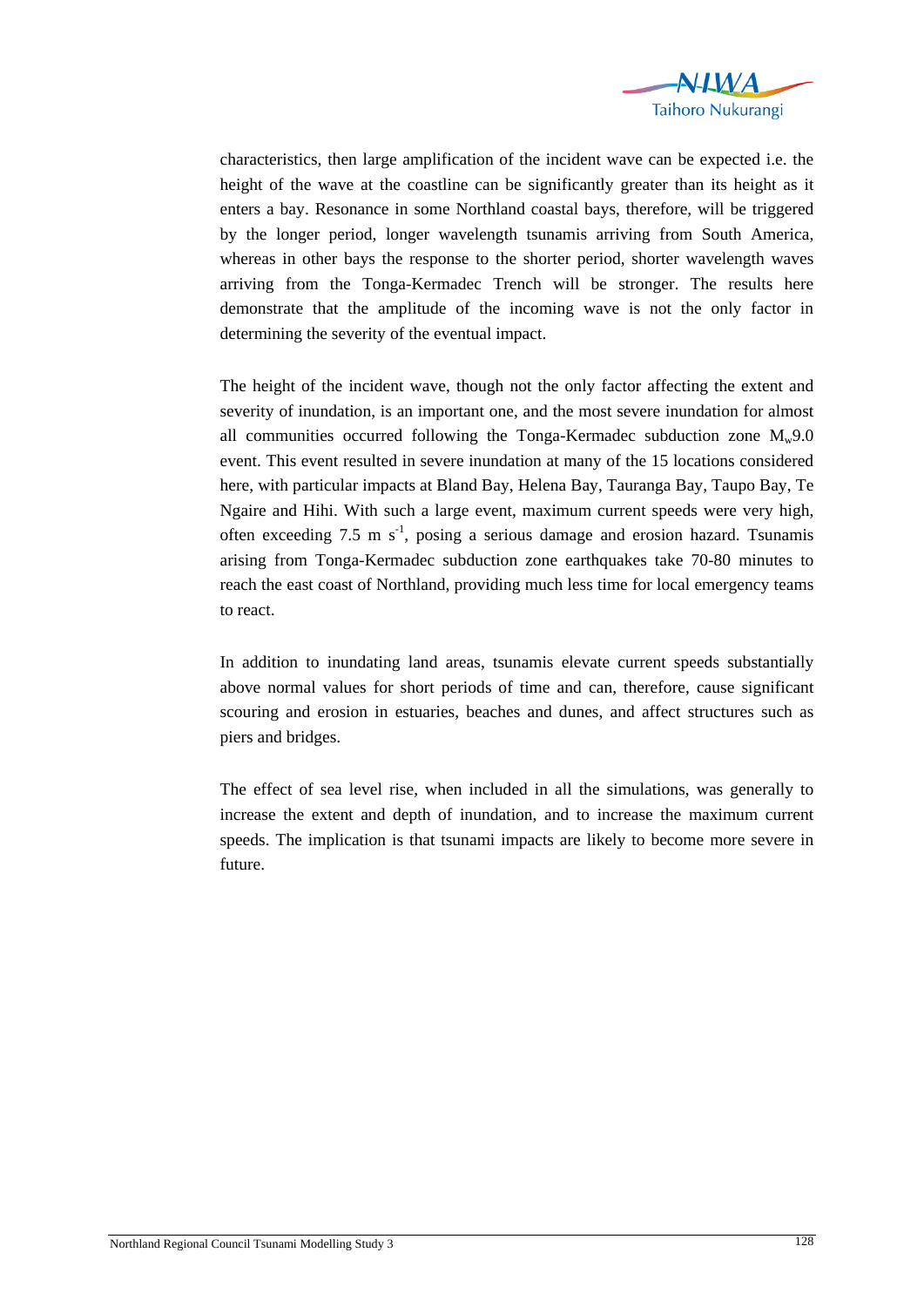characteristics, then large amplification of the incident wave can be expected i.e. the height of the wave at the coastline can be significantly greater than its height as it enters a bay. Resonance in some Northland coastal bays, therefore, will be triggered by the longer period, longer wavelength tsunamis arriving from South America, whereas in other bays the response to the shorter period, shorter wavelength waves arriving from the Tonga-Kermadec Trench will be stronger. The results here demonstrate that the amplitude of the incoming wave is not the only factor in determining the severity of the eventual impact.

The height of the incident wave, though not the only factor affecting the extent and severity of inundation, is an important one, and the most severe inundation for almost all communities occurred following the Tonga-Kermadec subduction zone $M_w$9.0 event. This event resulted in severe inundation at many of the 15 locations considered here, with particular impacts at Bland Bay, Helena Bay, Tauranga Bay, Taupo Bay, Te Ngaire and Hihi. With such a large event, maximum current speeds were very high, often exceeding 7.5 m $s^{-1}$, posing a serious damage and erosion hazard. Tsunamis arising from Tonga-Kermadec subduction zone earthquakes take 70-80 minutes to reach the east coast of Northland, providing much less time for local emergency teams to react.

In addition to inundating land areas, tsunamis elevate current speeds substantially above normal values for short periods of time and can, therefore, cause significant scouring and erosion in estuaries, beaches and dunes, and affect structures such as piers and bridges.

The effect of sea level rise, when included in all the simulations, was generally to increase the extent and depth of inundation, and to increase the maximum current speeds. The implication is that tsunami impacts are likely to become more severe in future.